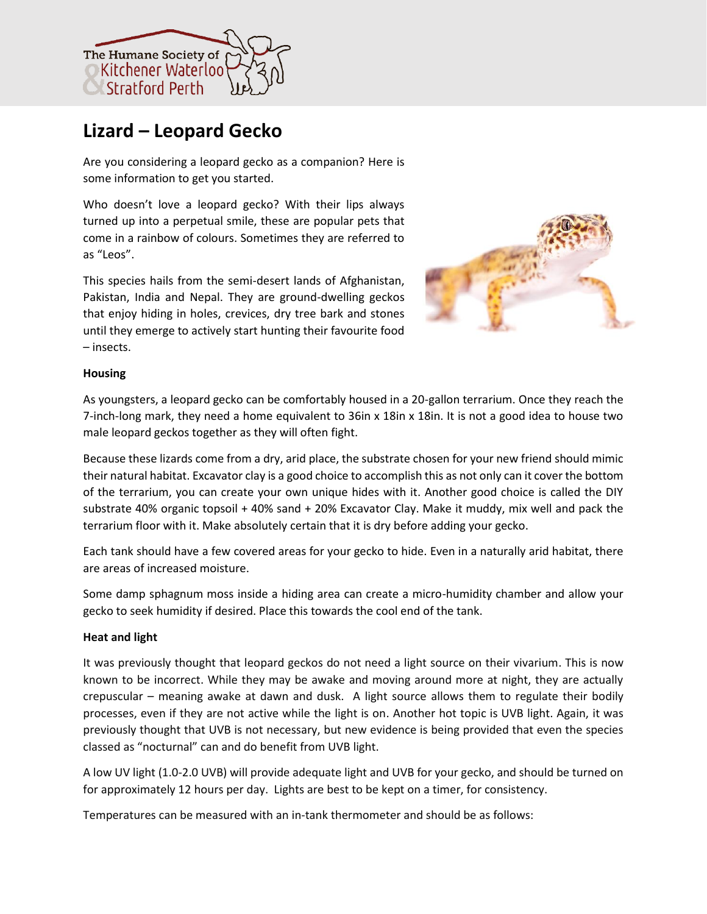# Lizard – Leopard Gecko

Are you considering a leopard gecko as a companion? Here is some information to get you started.

Who doesn't love a leopard gecko? With their lips always turned up into a perpetual smile, these are popular pets that come in a rainbow of colours. Sometimes they are referred to as "Leos".

This species hails from the semi-desert lands of Afghanistan, Pakistan, India and Nepal. They are ground-dwelling geckos that enjoy hiding in holes, crevices, dry tree bark and stones until they emerge to actively start hunting their favourite food – insects.

**Housing**

As youngsters, a leopard gecko can be comfortably housed in a 20-gallon terrarium. Once they reach the 7-inch-long mark, they need a home equivalent to 36in x 18in x 18in. It is not a good idea to house two male leopard geckos together as they will often fight.

Because these lizards come from a dry, arid place, the substrate chosen for your new friend should mimic their natural habitat. Excavator clay is a good choice to accomplish this as not only can it cover the bottom of the terrarium, you can create your own unique hides with it. Another good choice is called the DIY substrate 40% organic topsoil + 40% sand + 20% Excavator Clay. Make it muddy, mix well and pack the terrarium floor with it. Make absolutely certain that it is dry before adding your gecko.

Each tank should have a few covered areas for your gecko to hide. Even in a naturally arid habitat, there are areas of increased moisture.

Some damp sphagnum moss inside a hiding area can create a micro-humidity chamber and allow your gecko to seek humidity if desired. Place this towards the cool end of the tank.

**Heat and light**

It was previously thought that leopard geckos do not need a light source on their vivarium. This is now known to be incorrect. While they may be awake and moving around more at night, they are actually crepuscular – meaning awake at dawn and dusk. A light source allows them to regulate their bodily processes, even if they are not active while the light is on. Another hot topic is UVB light. Again, it was previously thought that UVB is not necessary, but new evidence is being provided that even the species classed as "nocturnal" can and do benefit from UVB light.

A low UV light (1.0-2.0 UVB) will provide adequate light and UVB for your gecko, and should be turned on for approximately 12 hours per day. Lights are best to be kept on a timer, for consistency.

Temperatures can be measured with an in-tank thermometer and should be as follows: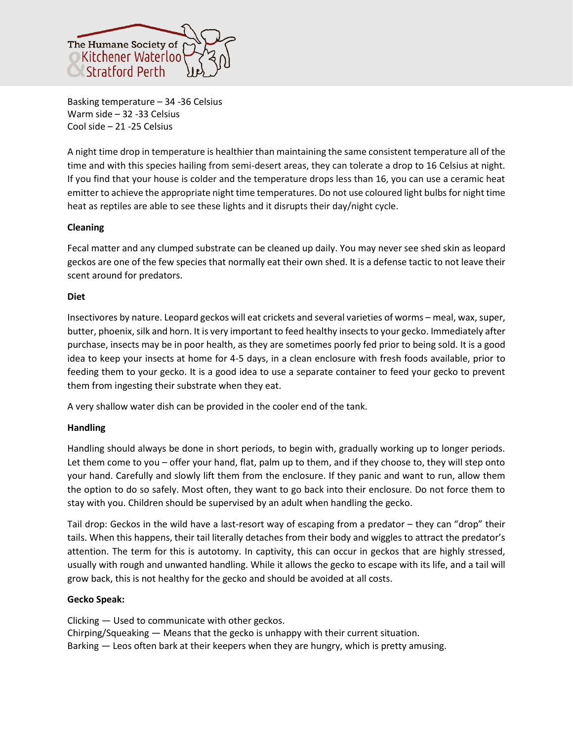Basking temperature – 34 -36 Celsius
Warm side – 32 -33 Celsius
Cool side – 21 -25 Celsius

A night time drop in temperature is healthier than maintaining the same consistent temperature all of the time and with this species hailing from semi-desert areas, they can tolerate a drop to 16 Celsius at night. If you find that your house is colder and the temperature drops less than 16, you can use a ceramic heat emitter to achieve the appropriate night time temperatures. Do not use coloured light bulbs for night time heat as reptiles are able to see these lights and it disrupts their day/night cycle.

**Cleaning**

Fecal matter and any clumped substrate can be cleaned up daily. You may never see shed skin as leopard geckos are one of the few species that normally eat their own shed. It is a defense tactic to not leave their scent around for predators.

**Diet**

Insectivores by nature. Leopard geckos will eat crickets and several varieties of worms – meal, wax, super, butter, phoenix, silk and horn. It is very important to feed healthy insects to your gecko. Immediately after purchase, insects may be in poor health, as they are sometimes poorly fed prior to being sold. It is a good idea to keep your insects at home for 4-5 days, in a clean enclosure with fresh foods available, prior to feeding them to your gecko. It is a good idea to use a separate container to feed your gecko to prevent them from ingesting their substrate when they eat.

A very shallow water dish can be provided in the cooler end of the tank.

**Handling**

Handling should always be done in short periods, to begin with, gradually working up to longer periods. Let them come to you – offer your hand, flat, palm up to them, and if they choose to, they will step onto your hand. Carefully and slowly lift them from the enclosure. If they panic and want to run, allow them the option to do so safely. Most often, they want to go back into their enclosure. Do not force them to stay with you. Children should be supervised by an adult when handling the gecko.

Tail drop: Geckos in the wild have a last-resort way of escaping from a predator – they can "drop" their tails. When this happens, their tail literally detaches from their body and wiggles to attract the predator's attention. The term for this is autotomy. In captivity, this can occur in geckos that are highly stressed, usually with rough and unwanted handling. While it allows the gecko to escape with its life, and a tail will grow back, this is not healthy for the gecko and should be avoided at all costs.

**Gecko Speak:**

Clicking — Used to communicate with other geckos.
Chirping/Squeaking — Means that the gecko is unhappy with their current situation.
Barking — Leos often bark at their keepers when they are hungry, which is pretty amusing.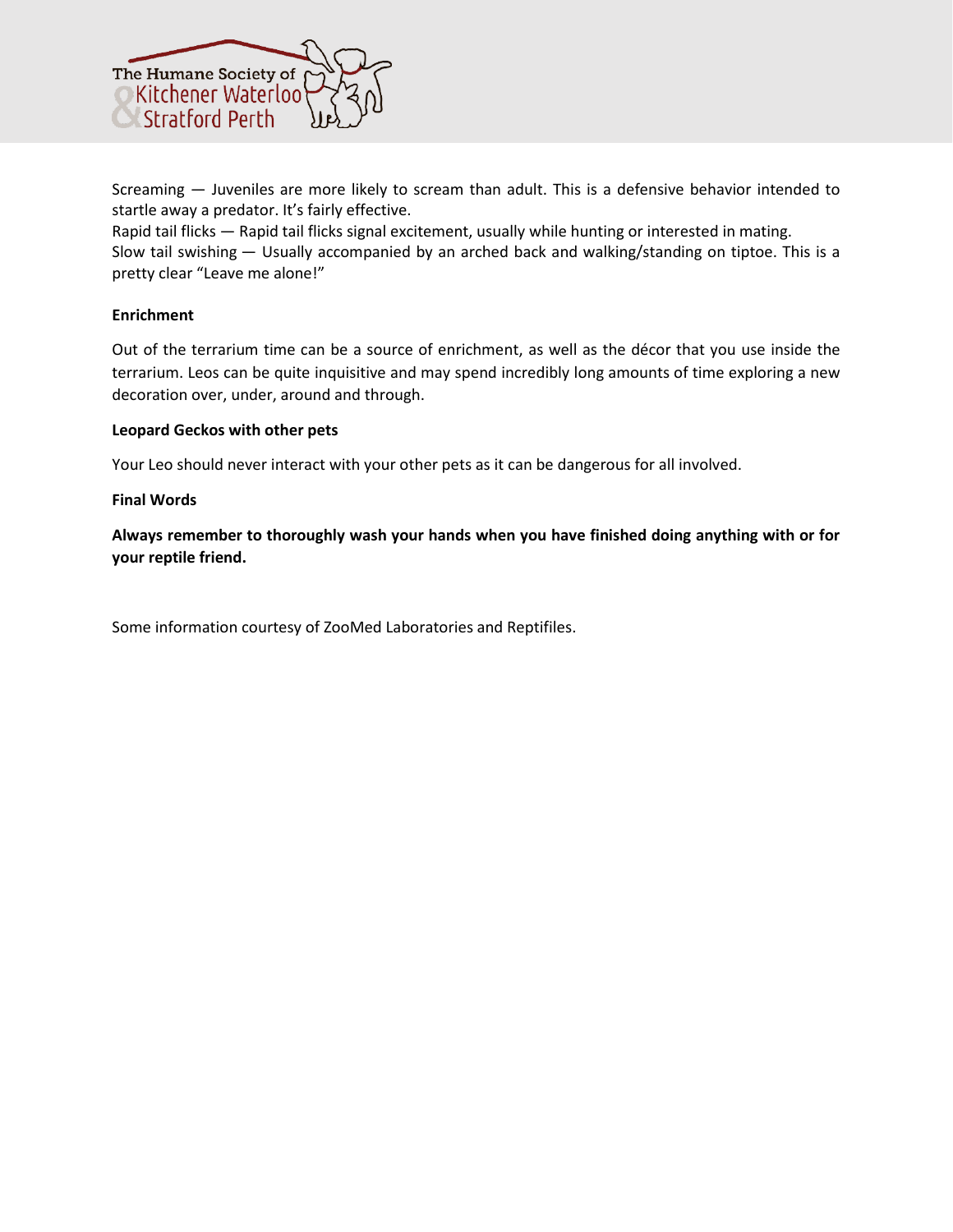Screaming — Juveniles are more likely to scream than adult. This is a defensive behavior intended to startle away a predator. It's fairly effective.
Rapid tail flicks — Rapid tail flicks signal excitement, usually while hunting or interested in mating.
Slow tail swishing — Usually accompanied by an arched back and walking/standing on tiptoe. This is a pretty clear "Leave me alone!"

**Enrichment**

Out of the terrarium time can be a source of enrichment, as well as the décor that you use inside the terrarium. Leos can be quite inquisitive and may spend incredibly long amounts of time exploring a new decoration over, under, around and through.

**Leopard Geckos with other pets**

Your Leo should never interact with your other pets as it can be dangerous for all involved.

**Final Words**

**Always remember to thoroughly wash your hands when you have finished doing anything with or for your reptile friend.**

Some information courtesy of ZooMed Laboratories and Reptifiles.